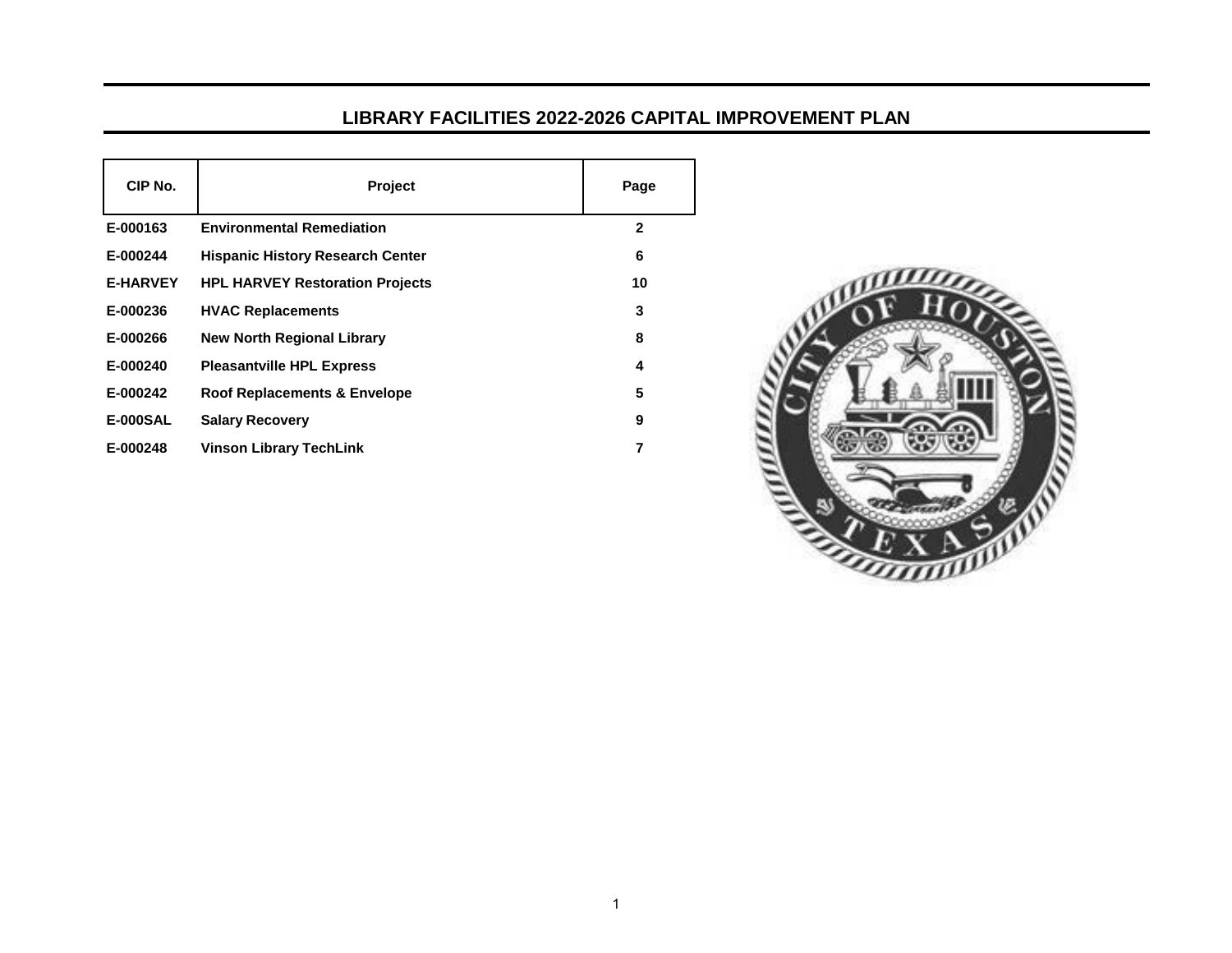# LIBRARY FACILITIES 2022-2026 CAPITAL IMPROVEMENT PLAN

| CIP No. | Project | Page |
|---|---|---|
| E-000163 | Environmental Remediation | 2 |
| E-000244 | Hispanic History Research Center | 6 |
| E-HARVEY | HPL HARVEY Restoration Projects | 10 |
| E-000236 | HVAC Replacements | 3 |
| E-000266 | New North Regional Library | 8 |
| E-000240 | Pleasantville HPL Express | 4 |
| E-000242 | Roof Replacements & Envelope | 5 |
| E-000SAL | Salary Recovery | 9 |
| E-000248 | Vinson Library TechLink | 7 |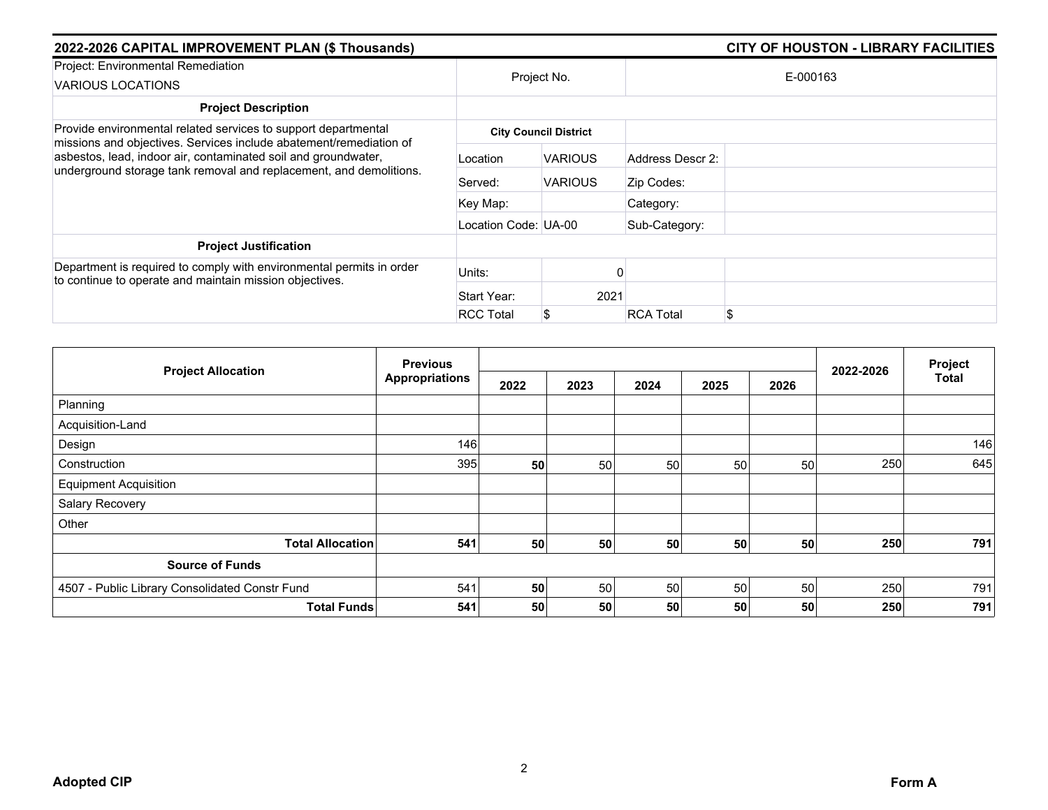## 2022-2026 CAPITAL IMPROVEMENT PLAN ($ Thousands)

## CITY OF HOUSTON - LIBRARY FACILITIES

| Project: Environmental Remediation<br>VARIOUS LOCATIONS | Project No. | | E-000163 | |
|---|---|---|---|---|
| **Project Description** | | | | |
| Provide environmental related services to support departmental missions and objectives. Services include abatement/remediation of asbestos, lead, indoor air, contaminated soil and groundwater, underground storage tank removal and replacement, and demolitions. | **City Council District** | | | |
| | Location | VARIOUS | Address Descr 2: | |
| | Served: | VARIOUS | Zip Codes: | |
| | Key Map: | | Category: | |
| | Location Code: | UA-00 | Sub-Category: | |
| **Project Justification** | | | | |
| Department is required to comply with environmental permits in order to continue to operate and maintain mission objectives. | Units: | 0 | | |
| | Start Year: | 2021 | | |
| | RCC Total | $ | RCA Total | $ |

| Project Allocation | Previous Appropriations | 2022 | 2023 | 2024 | 2025 | 2026 | 2022-2026 | Project Total |
|---|---|---|---|---|---|---|---|---|
| Planning | | | | | | | | |
| Acquisition-Land | | | | | | | | |
| Design | 146 | | | | | | | 146 |
| Construction | 395 | **50** | 50 | 50 | 50 | 50 | 250 | 645 |
| Equipment Acquisition | | | | | | | | |
| Salary Recovery | | | | | | | | |
| Other | | | | | | | | |
| **Total Allocation** | **541** | **50** | **50** | **50** | **50** | **50** | **250** | **791** |
| **Source of Funds** | | | | | | | | |
| 4507 - Public Library Consolidated Constr Fund | 541 | **50** | 50 | 50 | 50 | 50 | 250 | 791 |
| **Total Funds** | **541** | **50** | **50** | **50** | **50** | **50** | **250** | **791** |

**Adopted CIP** **Form A**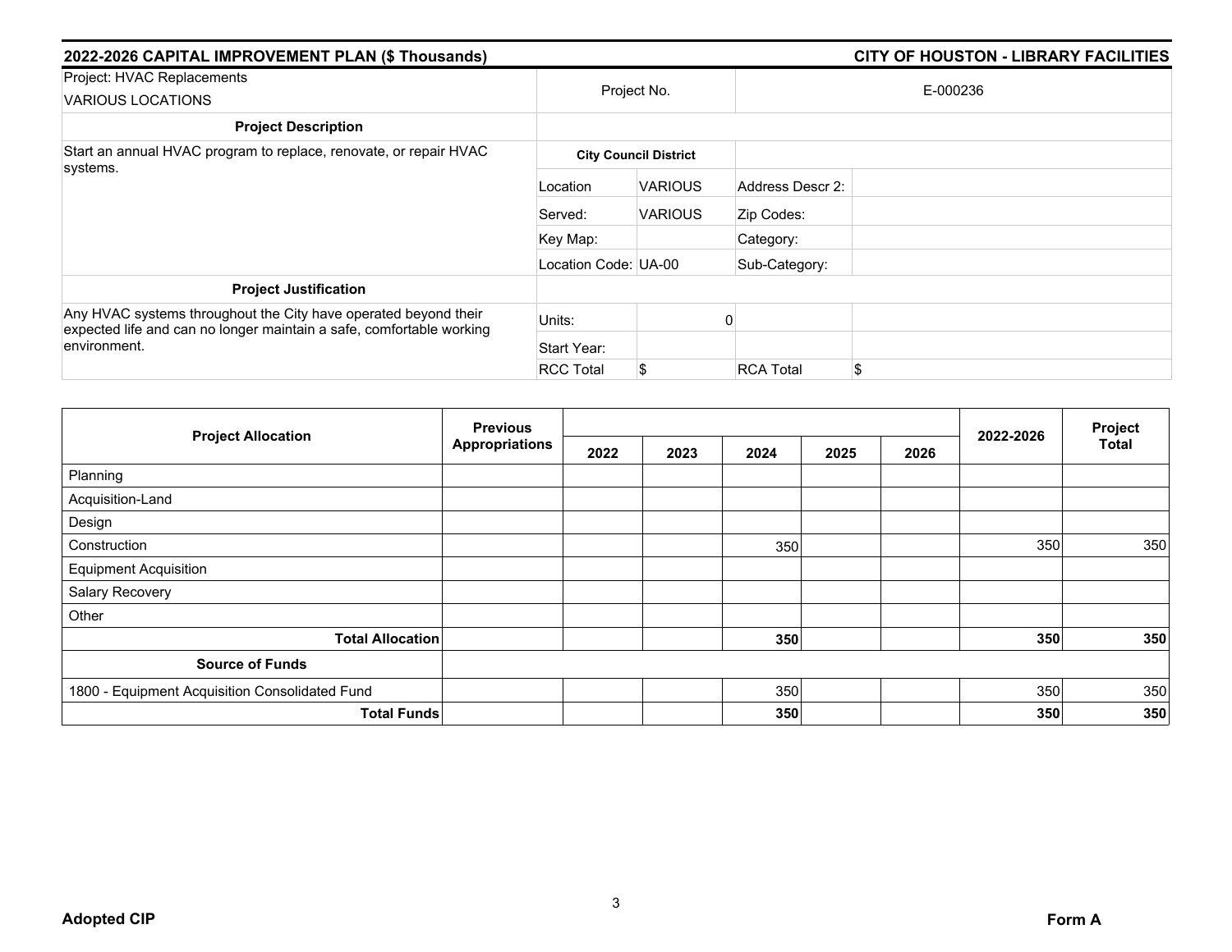## 2022-2026 CAPITAL IMPROVEMENT PLAN ($ Thousands) — CITY OF HOUSTON - LIBRARY FACILITIES

| Project: HVAC Replacements<br>VARIOUS LOCATIONS | Project No. | | E-000236 | |
|---|---|---|---|---|
| **Project Description** | | | | |
| Start an annual HVAC program to replace, renovate, or repair HVAC systems. | **City Council District** | | | |
| | Location | VARIOUS | Address Descr 2: | |
| | Served: | VARIOUS | Zip Codes: | |
| | Key Map: | | Category: | |
| | Location Code: | UA-00 | Sub-Category: | |
| **Project Justification** | | | | |
| Any HVAC systems throughout the City have operated beyond their expected life and can no longer maintain a safe, comfortable working environment. | Units: | 0 | | |
| | Start Year: | | | |
| | RCC Total | $ | RCA Total | $ |

| Project Allocation | Previous Appropriations | 2022 | 2023 | 2024 | 2025 | 2026 | 2022-2026 | Project Total |
|---|---|---|---|---|---|---|---|---|
| Planning | | | | | | | | |
| Acquisition-Land | | | | | | | | |
| Design | | | | | | | | |
| Construction | | | | 350 | | | 350 | 350 |
| Equipment Acquisition | | | | | | | | |
| Salary Recovery | | | | | | | | |
| Other | | | | | | | | |
| **Total Allocation** | | | | **350** | | | **350** | **350** |
| **Source of Funds** | | | | | | | | |
| 1800 - Equipment Acquisition Consolidated Fund | | | | 350 | | | 350 | 350 |
| **Total Funds** | | | | **350** | | | **350** | **350** |

**Adopted CIP** — **Form A**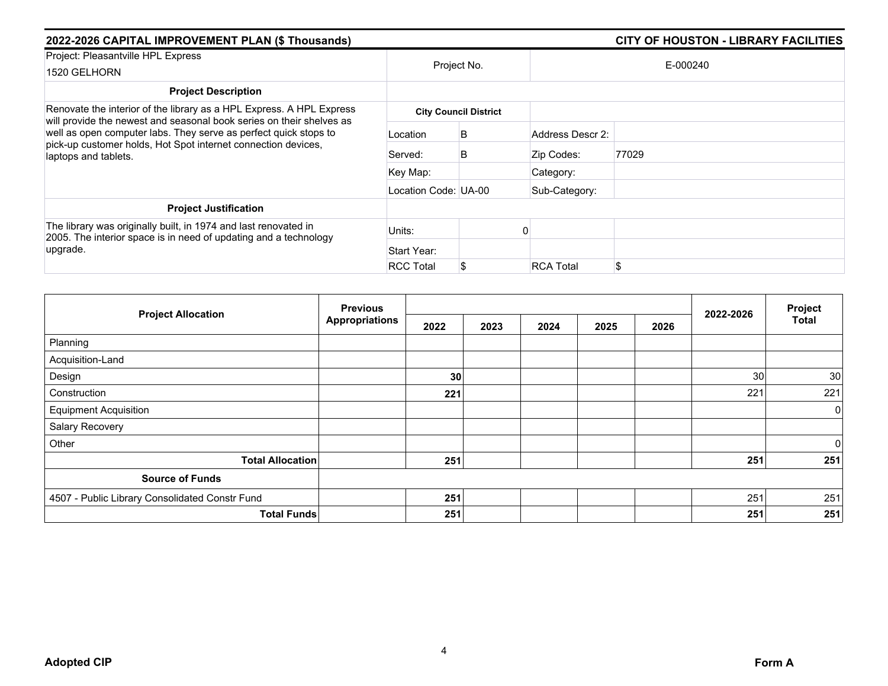## 2022-2026 CAPITAL IMPROVEMENT PLAN ($ Thousands) — CITY OF HOUSTON - LIBRARY FACILITIES

| Project: Pleasantville HPL Express<br>1520 GELHORN | Project No. | | E-000240 | |
|---|---|---|---|---|
| **Project Description** | **City Council District** | | | |
| Renovate the interior of the library as a HPL Express. A HPL Express will provide the newest and seasonal book series on their shelves as well as open computer labs. They serve as perfect quick stops to pick-up customer holds, Hot Spot internet connection devices, laptops and tablets. | Location | B | Address Descr 2: | |
| | Served: | B | Zip Codes: | 77029 |
| | Key Map: | | Category: | |
| | Location Code: | UA-00 | Sub-Category: | |
| **Project Justification** | | | | |
| The library was originally built, in 1974 and last renovated in 2005. The interior space is in need of updating and a technology upgrade. | Units: | 0 | | |
| | Start Year: | | | |
| | RCC Total | $ | RCA Total | $ |

| Project Allocation | Previous Appropriations | 2022 | 2023 | 2024 | 2025 | 2026 | 2022-2026 | Project Total |
|---|---|---|---|---|---|---|---|---|
| Planning | | | | | | | | |
| Acquisition-Land | | | | | | | | |
| Design | | **30** | | | | | 30 | 30 |
| Construction | | **221** | | | | | 221 | 221 |
| Equipment Acquisition | | | | | | | | 0 |
| Salary Recovery | | | | | | | | |
| Other | | | | | | | | 0 |
| **Total Allocation** | | **251** | | | | | **251** | **251** |
| **Source of Funds** | | | | | | | | |
| 4507 - Public Library Consolidated Constr Fund | | **251** | | | | | 251 | 251 |
| **Total Funds** | | **251** | | | | | **251** | **251** |

**Adopted CIP** — **Form A**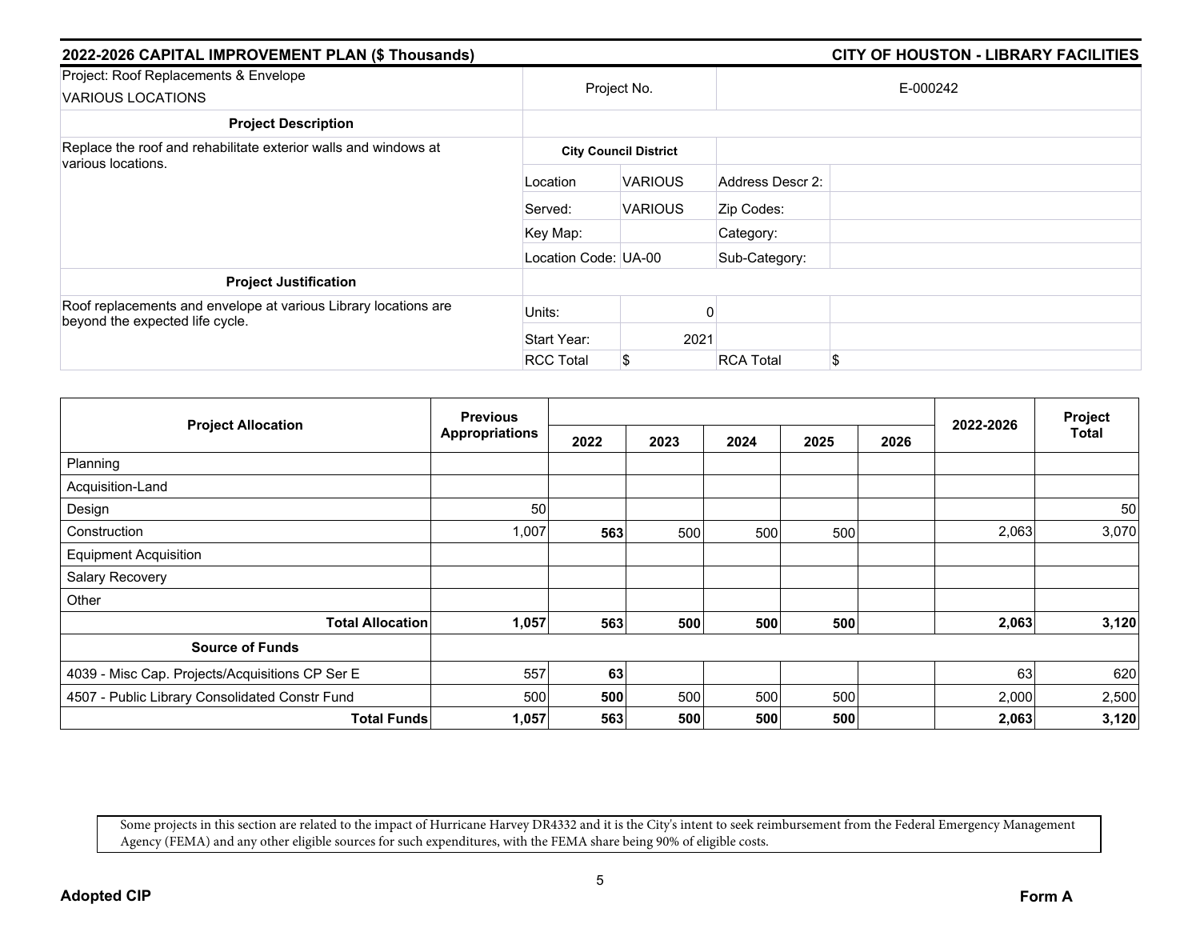## 2022-2026 CAPITAL IMPROVEMENT PLAN ($ Thousands)

## CITY OF HOUSTON - LIBRARY FACILITIES

| Project: Roof Replacements & Envelope<br>VARIOUS LOCATIONS | Project No. | | E-000242 | |
|---|---|---|---|---|
| **Project Description** | | | | |
| Replace the roof and rehabilitate exterior walls and windows at various locations. | **City Council District** | | | |
| | Location | VARIOUS | Address Descr 2: | |
| | Served: | VARIOUS | Zip Codes: | |
| | Key Map: | | Category: | |
| | Location Code: | UA-00 | Sub-Category: | |
| **Project Justification** | | | | |
| Roof replacements and envelope at various Library locations are beyond the expected life cycle. | Units: | 0 | | |
| | Start Year: | 2021 | | |
| | RCC Total | $ | RCA Total | $ |

| Project Allocation | Previous Appropriations | 2022 | 2023 | 2024 | 2025 | 2026 | 2022-2026 | Project Total |
|---|---|---|---|---|---|---|---|---|
| Planning | | | | | | | | |
| Acquisition-Land | | | | | | | | |
| Design | 50 | | | | | | | 50 |
| Construction | 1,007 | **563** | 500 | 500 | 500 | | 2,063 | 3,070 |
| Equipment Acquisition | | | | | | | | |
| Salary Recovery | | | | | | | | |
| Other | | | | | | | | |
| **Total Allocation** | **1,057** | **563** | **500** | **500** | **500** | | **2,063** | **3,120** |
| **Source of Funds** | | | | | | | | |
| 4039 - Misc Cap. Projects/Acquisitions CP Ser E | 557 | **63** | | | | | 63 | 620 |
| 4507 - Public Library Consolidated Constr Fund | 500 | **500** | 500 | 500 | 500 | | 2,000 | 2,500 |
| **Total Funds** | **1,057** | **563** | **500** | **500** | **500** | | **2,063** | **3,120** |

Some projects in this section are related to the impact of Hurricane Harvey DR4332 and it is the City's intent to seek reimbursement from the Federal Emergency Management Agency (FEMA) and any other eligible sources for such expenditures, with the FEMA share being 90% of eligible costs.

**Adopted CIP** **Form A**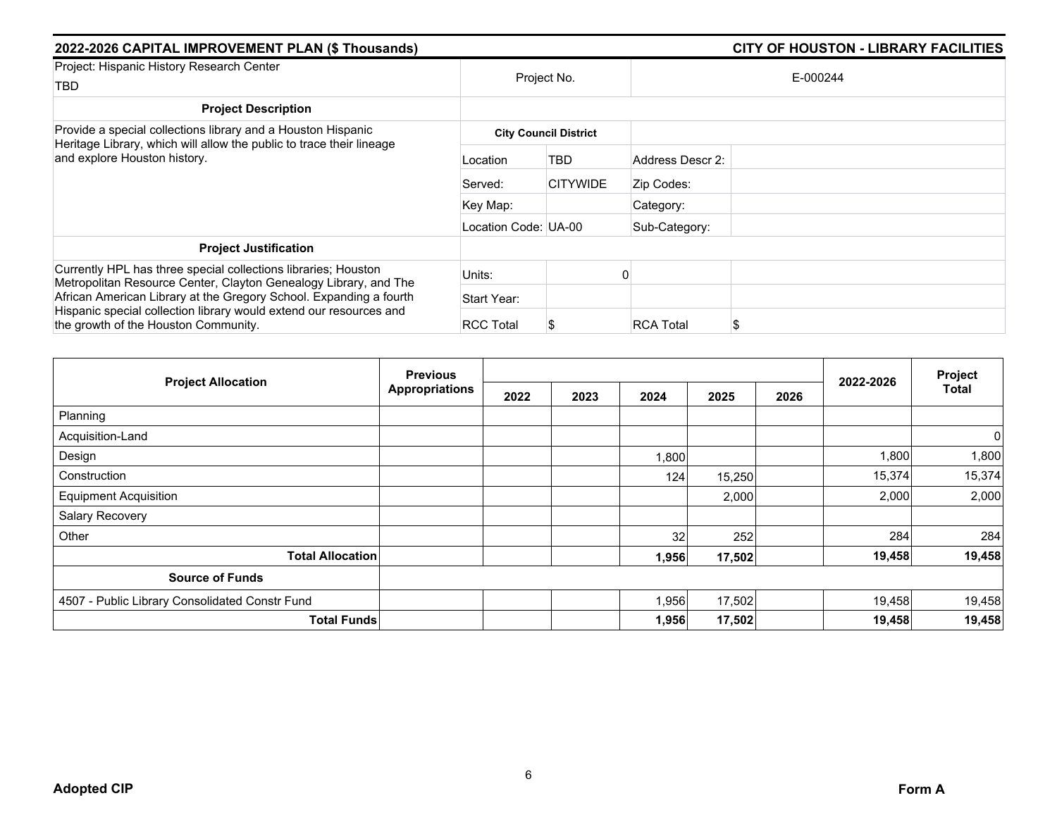## 2022-2026 CAPITAL IMPROVEMENT PLAN ($ Thousands) — CITY OF HOUSTON - LIBRARY FACILITIES

| Project: Hispanic History Research Center<br>TBD | Project No. | | E-000244 | |
|---|---|---|---|---|
| **Project Description** | | | | |
| Provide a special collections library and a Houston Hispanic Heritage Library, which will allow the public to trace their lineage and explore Houston history. | **City Council District** | | | |
| | Location | TBD | Address Descr 2: | |
| | Served: | CITYWIDE | Zip Codes: | |
| | Key Map: | | Category: | |
| | Location Code: | UA-00 | Sub-Category: | |
| **Project Justification** | | | | |
| Currently HPL has three special collections libraries; Houston Metropolitan Resource Center, Clayton Genealogy Library, and The African American Library at the Gregory School. Expanding a fourth Hispanic special collection library would extend our resources and the growth of the Houston Community. | Units: | 0 | | |
| | Start Year: | | | |
| | RCC Total | $ | RCA Total | $ |

| Project Allocation | Previous Appropriations | 2022 | 2023 | 2024 | 2025 | 2026 | 2022-2026 | Project Total |
|---|---|---|---|---|---|---|---|---|
| Planning | | | | | | | | |
| Acquisition-Land | | | | | | | | 0 |
| Design | | | | 1,800 | | | 1,800 | 1,800 |
| Construction | | | | 124 | 15,250 | | 15,374 | 15,374 |
| Equipment Acquisition | | | | | 2,000 | | 2,000 | 2,000 |
| Salary Recovery | | | | | | | | |
| Other | | | | 32 | 252 | | 284 | 284 |
| **Total Allocation** | | | | **1,956** | **17,502** | | **19,458** | **19,458** |
| **Source of Funds** | | | | | | | | |
| 4507 - Public Library Consolidated Constr Fund | | | | 1,956 | 17,502 | | 19,458 | 19,458 |
| **Total Funds** | | | | **1,956** | **17,502** | | **19,458** | **19,458** |

**Adopted CIP** — **Form A**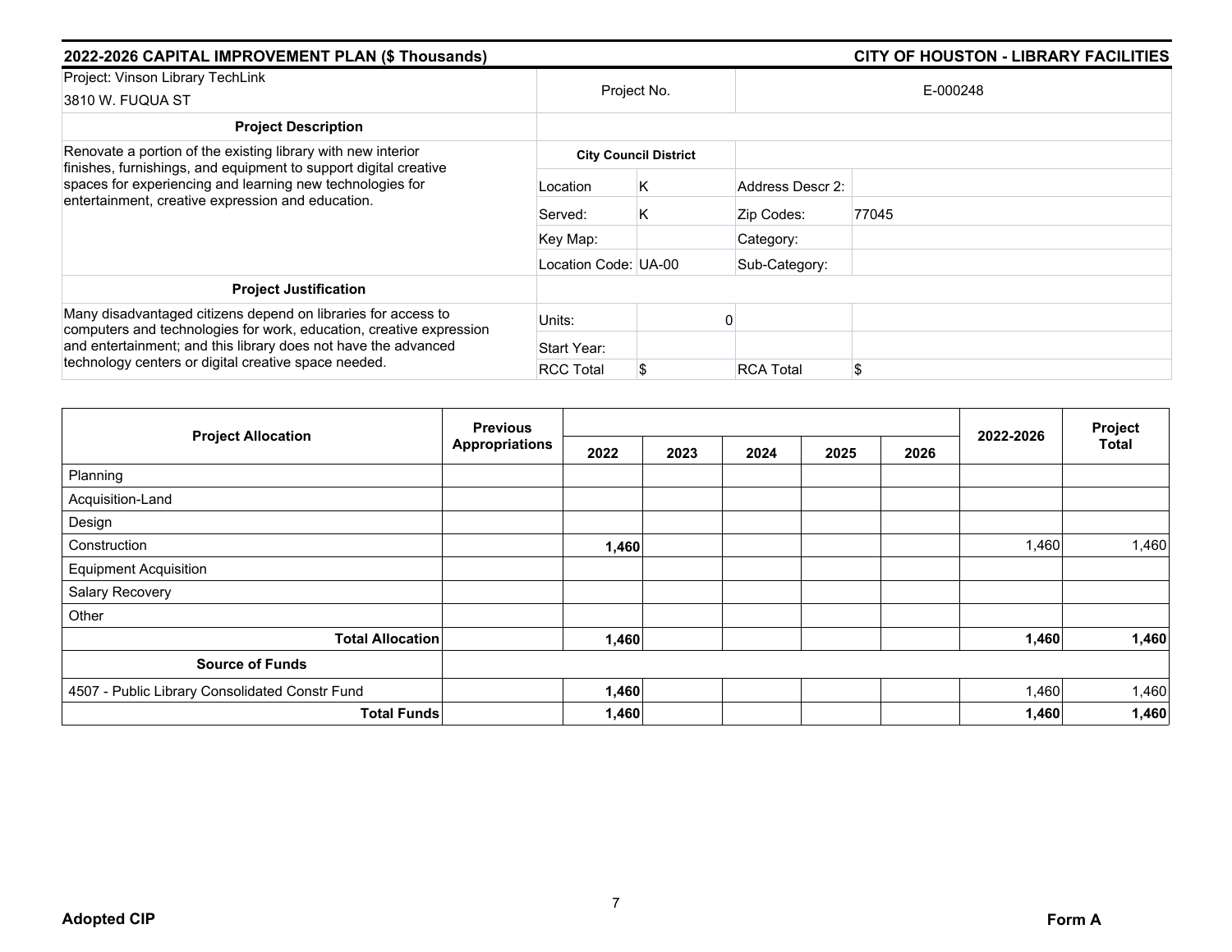## 2022-2026 CAPITAL IMPROVEMENT PLAN ($ Thousands) — CITY OF HOUSTON - LIBRARY FACILITIES

| | | | | |
|---|---|---|---|---|
| Project: Vinson Library TechLink<br>3810 W. FUQUA ST | Project No. | | E-000248 | |
| **Project Description** | | | | |
| Renovate a portion of the existing library with new interior finishes, furnishings, and equipment to support digital creative spaces for experiencing and learning new technologies for entertainment, creative expression and education. | **City Council District** | | | |
| | Location | K | Address Descr 2: | |
| | Served: | K | Zip Codes: | 77045 |
| | Key Map: | | Category: | |
| | Location Code: | UA-00 | Sub-Category: | |
| **Project Justification** | | | | |
| Many disadvantaged citizens depend on libraries for access to computers and technologies for work, education, creative expression and entertainment; and this library does not have the advanced technology centers or digital creative space needed. | Units: | 0 | | |
| | Start Year: | | | |
| | RCC Total | $ | RCA Total | $ |

| Project Allocation | Previous Appropriations | 2022 | 2023 | 2024 | 2025 | 2026 | 2022-2026 | Project Total |
|---|---|---|---|---|---|---|---|---|
| Planning | | | | | | | | |
| Acquisition-Land | | | | | | | | |
| Design | | | | | | | | |
| Construction | | **1,460** | | | | | 1,460 | 1,460 |
| Equipment Acquisition | | | | | | | | |
| Salary Recovery | | | | | | | | |
| Other | | | | | | | | |
| **Total Allocation** | | **1,460** | | | | | **1,460** | **1,460** |
| **Source of Funds** | | | | | | | | |
| 4507 - Public Library Consolidated Constr Fund | | **1,460** | | | | | 1,460 | 1,460 |
| **Total Funds** | | **1,460** | | | | | **1,460** | **1,460** |

**Adopted CIP** — **Form A**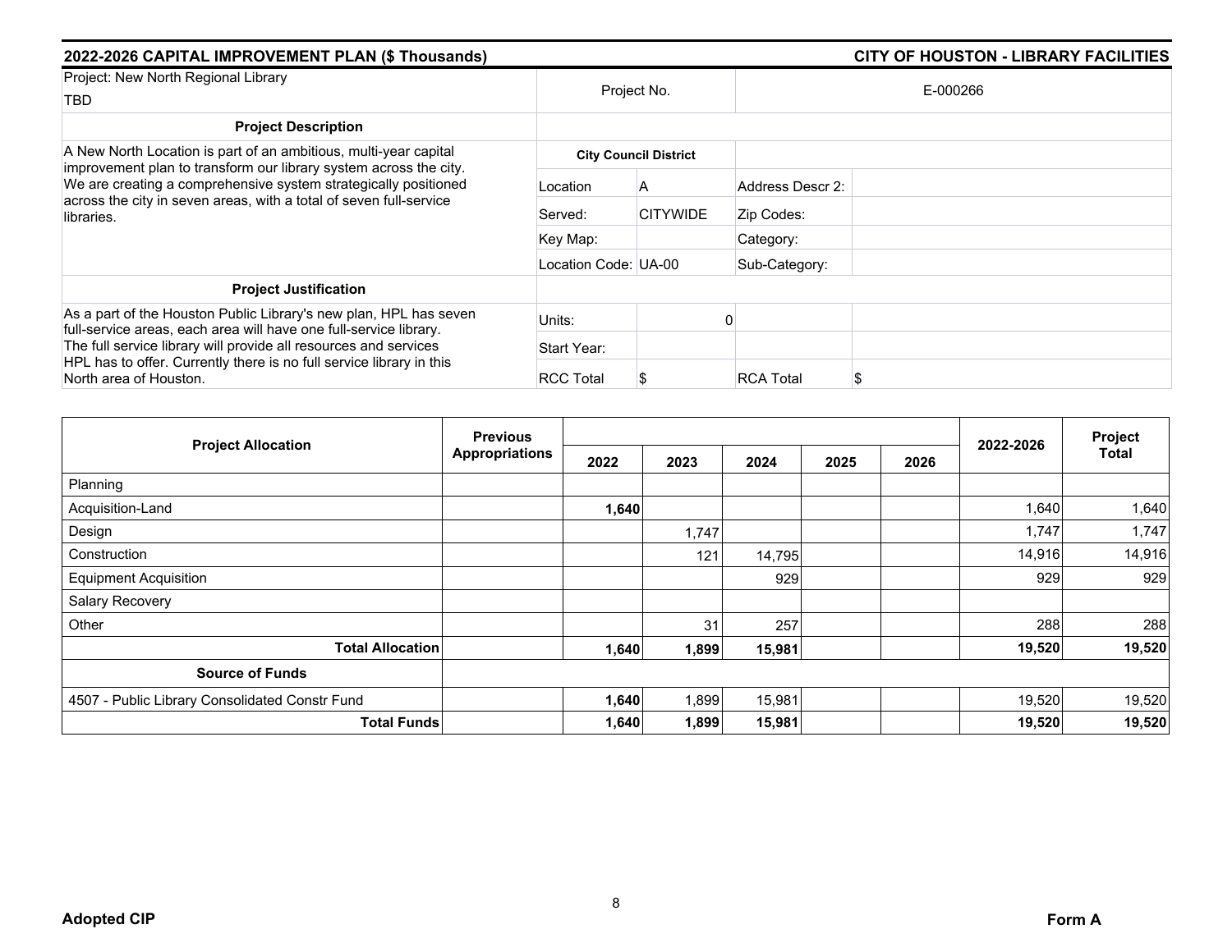## 2022-2026 CAPITAL IMPROVEMENT PLAN ($ Thousands) — CITY OF HOUSTON - LIBRARY FACILITIES

| Project: New North Regional Library<br>TBD | Project No. | | E-000266 | |
|---|---|---|---|---|
| **Project Description** | | | | |
| A New North Location is part of an ambitious, multi-year capital improvement plan to transform our library system across the city. We are creating a comprehensive system strategically positioned across the city in seven areas, with a total of seven full-service libraries. | **City Council District** | | | |
| | Location | A | Address Descr 2: | |
| | Served: | CITYWIDE | Zip Codes: | |
| | Key Map: | | Category: | |
| | Location Code: | UA-00 | Sub-Category: | |
| **Project Justification** | | | | |
| As a part of the Houston Public Library's new plan, HPL has seven full-service areas, each area will have one full-service library. The full service library will provide all resources and services HPL has to offer. Currently there is no full service library in this North area of Houston. | Units: | 0 | | |
| | Start Year: | | | |
| | RCC Total | $ | RCA Total | $ |

| Project Allocation | Previous Appropriations | 2022 | 2023 | 2024 | 2025 | 2026 | 2022-2026 | Project Total |
|---|---|---|---|---|---|---|---|---|
| Planning | | | | | | | | |
| Acquisition-Land | | **1,640** | | | | | 1,640 | 1,640 |
| Design | | | 1,747 | | | | 1,747 | 1,747 |
| Construction | | | 121 | 14,795 | | | 14,916 | 14,916 |
| Equipment Acquisition | | | | 929 | | | 929 | 929 |
| Salary Recovery | | | | | | | | |
| Other | | | 31 | 257 | | | 288 | 288 |
| **Total Allocation** | | **1,640** | **1,899** | **15,981** | | | **19,520** | **19,520** |
| **Source of Funds** | | | | | | | | |
| 4507 - Public Library Consolidated Constr Fund | | **1,640** | 1,899 | 15,981 | | | 19,520 | 19,520 |
| **Total Funds** | | **1,640** | **1,899** | **15,981** | | | **19,520** | **19,520** |

**Adopted CIP** — **Form A**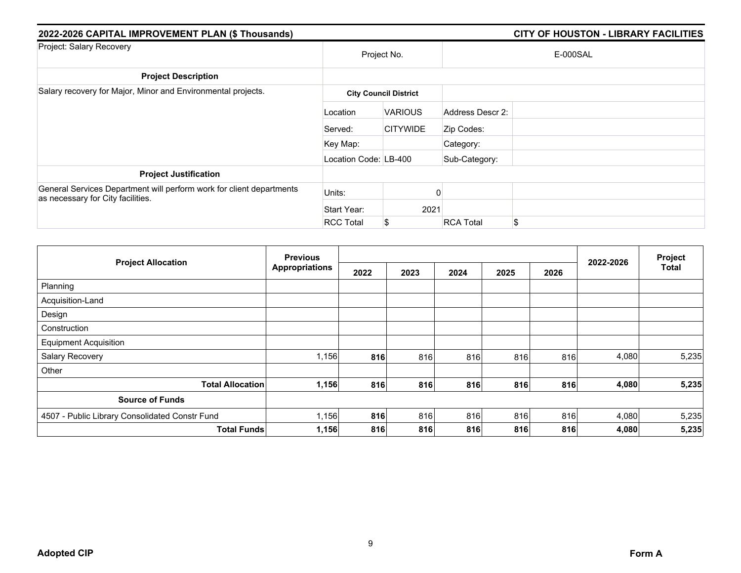## 2022-2026 CAPITAL IMPROVEMENT PLAN ($ Thousands)

## CITY OF HOUSTON - LIBRARY FACILITIES

| Project: Salary Recovery | Project No. | | E-000SAL | |
|---|---|---|---|---|
| **Project Description** | | | | |
| Salary recovery for Major, Minor and Environmental projects. | **City Council District** | | | |
| | Location | VARIOUS | Address Descr 2: | |
| | Served: | CITYWIDE | Zip Codes: | |
| | Key Map: | | Category: | |
| | Location Code: | LB-400 | Sub-Category: | |
| **Project Justification** | | | | |
| General Services Department will perform work for client departments as necessary for City facilities. | Units: | 0 | | |
| | Start Year: | 2021 | | |
| | RCC Total | $ | RCA Total | $ |

| Project Allocation | Previous Appropriations | 2022 | 2023 | 2024 | 2025 | 2026 | 2022-2026 | Project Total |
|---|---|---|---|---|---|---|---|---|
| Planning | | | | | | | | |
| Acquisition-Land | | | | | | | | |
| Design | | | | | | | | |
| Construction | | | | | | | | |
| Equipment Acquisition | | | | | | | | |
| Salary Recovery | 1,156 | **816** | 816 | 816 | 816 | 816 | 4,080 | 5,235 |
| Other | | | | | | | | |
| **Total Allocation** | **1,156** | **816** | **816** | **816** | **816** | **816** | **4,080** | **5,235** |
| **Source of Funds** | | | | | | | | |
| 4507 - Public Library Consolidated Constr Fund | 1,156 | **816** | 816 | 816 | 816 | 816 | 4,080 | 5,235 |
| **Total Funds** | **1,156** | **816** | **816** | **816** | **816** | **816** | **4,080** | **5,235** |

**Adopted CIP**

**Form A**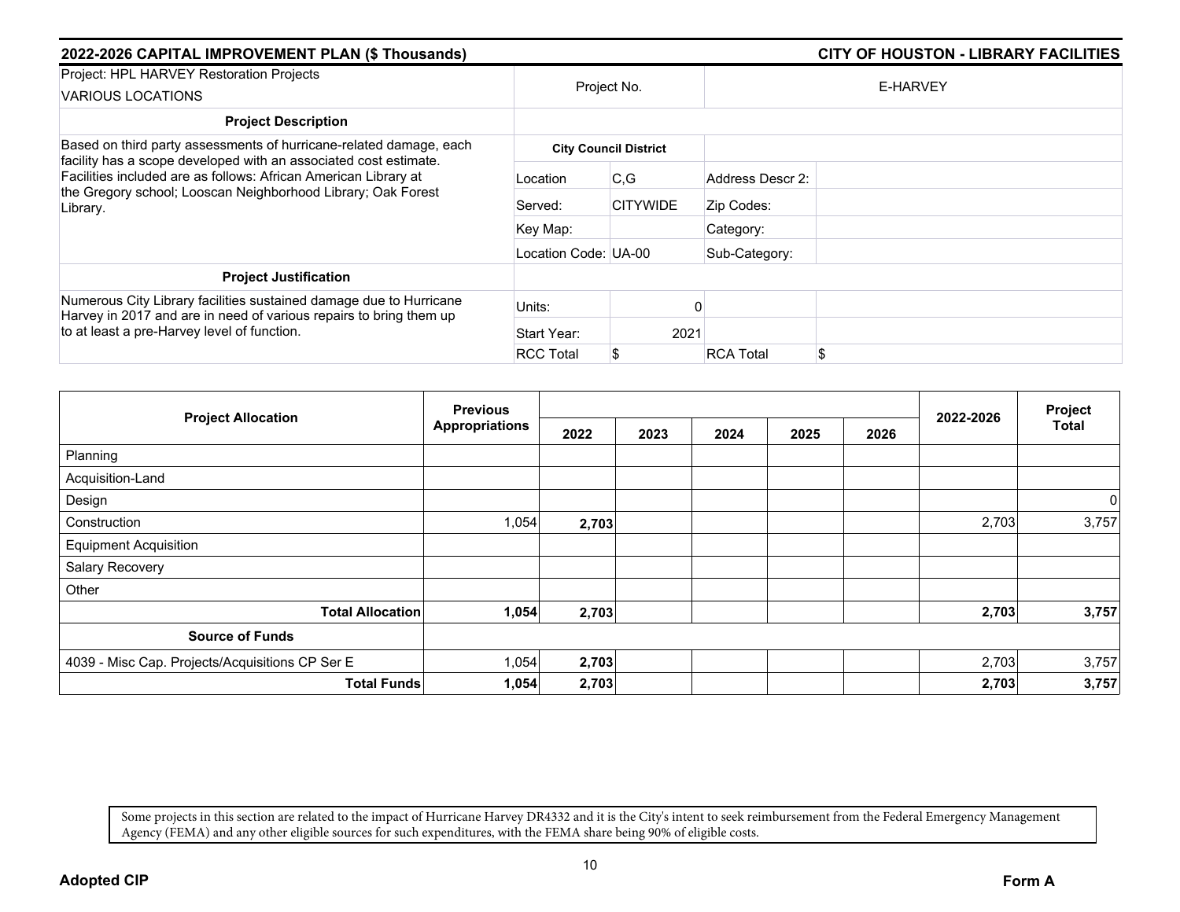## 2022-2026 CAPITAL IMPROVEMENT PLAN ($ Thousands)

## CITY OF HOUSTON - LIBRARY FACILITIES

| | | | | |
|---|---|---|---|---|
| Project: HPL HARVEY Restoration Projects<br>VARIOUS LOCATIONS | Project No. | | E-HARVEY | |
| **Project Description** | | | | |
| Based on third party assessments of hurricane-related damage, each facility has a scope developed with an associated cost estimate. Facilities included are as follows: African American Library at the Gregory school; Looscan Neighborhood Library; Oak Forest Library. | **City Council District** | | | |
| | Location | C,G | Address Descr 2: | |
| | Served: | CITYWIDE | Zip Codes: | |
| | Key Map: | | Category: | |
| | Location Code: | UA-00 | Sub-Category: | |
| **Project Justification** | | | | |
| Numerous City Library facilities sustained damage due to Hurricane Harvey in 2017 and are in need of various repairs to bring them up to at least a pre-Harvey level of function. | Units: | 0 | | |
| | Start Year: | 2021 | | |
| | RCC Total | $ | RCA Total | $ |

| Project Allocation | Previous Appropriations | 2022 | 2023 | 2024 | 2025 | 2026 | 2022-2026 | Project Total |
|---|---|---|---|---|---|---|---|---|
| Planning | | | | | | | | |
| Acquisition-Land | | | | | | | | |
| Design | | | | | | | | 0 |
| Construction | 1,054 | **2,703** | | | | | 2,703 | 3,757 |
| Equipment Acquisition | | | | | | | | |
| Salary Recovery | | | | | | | | |
| Other | | | | | | | | |
| **Total Allocation** | **1,054** | **2,703** | | | | | **2,703** | **3,757** |
| **Source of Funds** | | | | | | | | |
| 4039 - Misc Cap. Projects/Acquisitions CP Ser E | 1,054 | **2,703** | | | | | 2,703 | 3,757 |
| **Total Funds** | **1,054** | **2,703** | | | | | **2,703** | **3,757** |

Some projects in this section are related to the impact of Hurricane Harvey DR4332 and it is the City's intent to seek reimbursement from the Federal Emergency Management Agency (FEMA) and any other eligible sources for such expenditures, with the FEMA share being 90% of eligible costs.

**Adopted CIP**

**Form A**